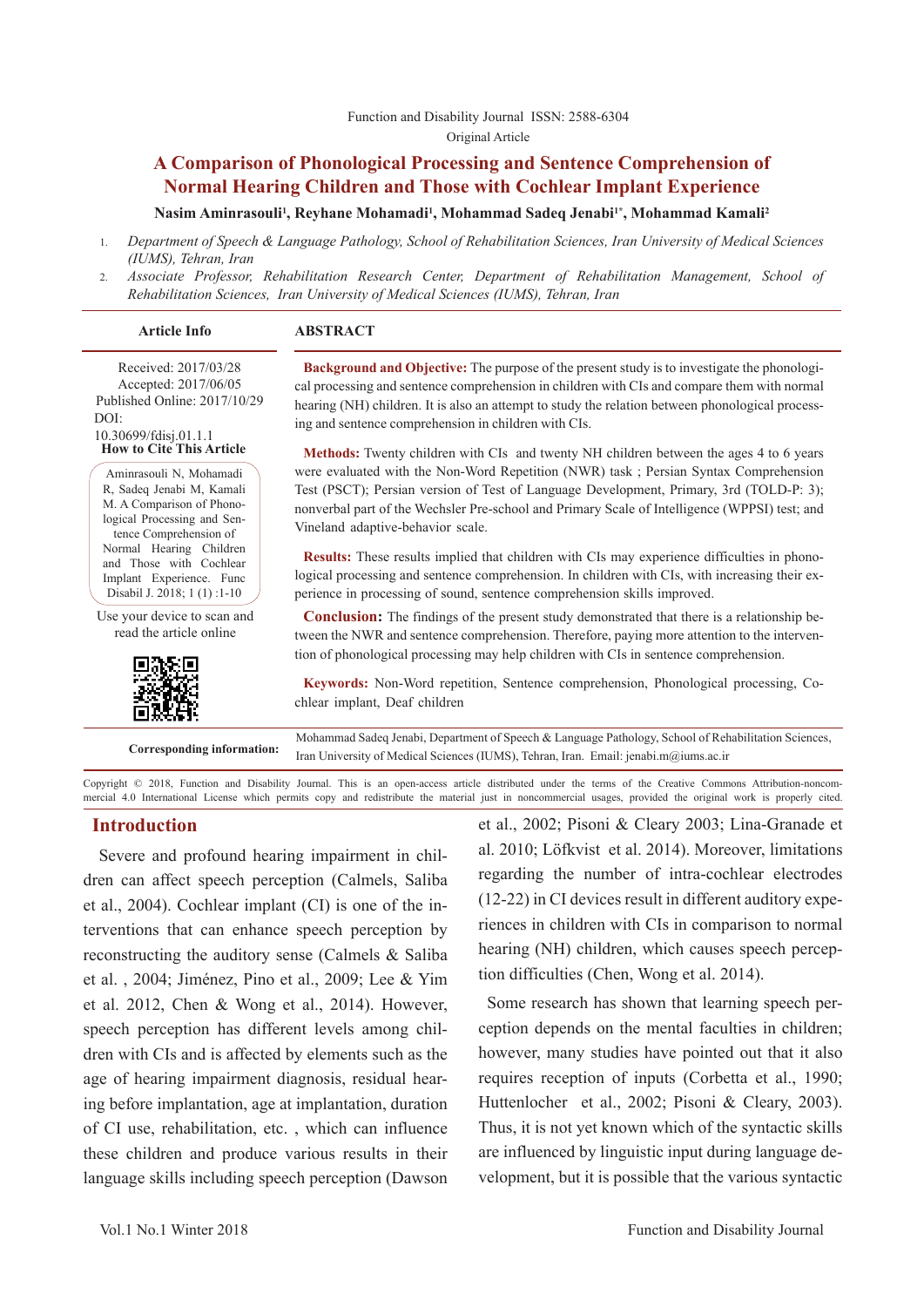Function and Disability Journal ISSN: 2588-6304

Original Article

# A Comparison of Phonological Processing and Sentence Comprehension of Normal Hearing Children and Those with Cochlear Implant Experience

**Nasim Aminrasouli[1], Reyhane Mohamadi[1], Mohammad Sadeq Jenabi[1*], Mohammad Kamali[2]**

1. *Department of Speech & Language Pathology, School of Rehabilitation Sciences, Iran University of Medical Sciences (IUMS), Tehran, Iran*
2. *Associate Professor, Rehabilitation Research Center, Department of Rehabilitation Management, School of Rehabilitation Sciences, Iran University of Medical Sciences (IUMS), Tehran, Iran*

**Article Info**

Received: 2017/03/28
Accepted: 2017/06/05
Published Online: 2017/10/29
DOI:
10.30699/fdisj.01.1.1

**How to Cite This Article**

Aminrasouli N, Mohamadi R, Sadeq Jenabi M, Kamali M. A Comparison of Phonological Processing and Sentence Comprehension of Normal Hearing Children and Those with Cochlear Implant Experience. Func Disabil J. 2018; 1 (1) :1-10

Use your device to scan and read the article online

**ABSTRACT**

**Background and Objective:** The purpose of the present study is to investigate the phonological processing and sentence comprehension in children with CIs and compare them with normal hearing (NH) children. It is also an attempt to study the relation between phonological processing and sentence comprehension in children with CIs.

**Methods:** Twenty children with CIs and twenty NH children between the ages 4 to 6 years were evaluated with the Non-Word Repetition (NWR) task ; Persian Syntax Comprehension Test (PSCT); Persian version of Test of Language Development, Primary, 3rd (TOLD-P: 3); nonverbal part of the Wechsler Pre-school and Primary Scale of Intelligence (WPPSI) test; and Vineland adaptive-behavior scale.

**Results:** These results implied that children with CIs may experience difficulties in phonological processing and sentence comprehension. In children with CIs, with increasing their experience in processing of sound, sentence comprehension skills improved.

**Conclusion:** The findings of the present study demonstrated that there is a relationship between the NWR and sentence comprehension. Therefore, paying more attention to the intervention of phonological processing may help children with CIs in sentence comprehension.

**Keywords:** Non-Word repetition, Sentence comprehension, Phonological processing, Cochlear implant, Deaf children

**Corresponding information:** Mohammad Sadeq Jenabi, Department of Speech & Language Pathology, School of Rehabilitation Sciences, Iran University of Medical Sciences (IUMS), Tehran, Iran. Email: jenabi.m@iums.ac.ir

Copyright © 2018, Function and Disability Journal. This is an open-access article distributed under the terms of the Creative Commons Attribution-noncommercial 4.0 International License which permits copy and redistribute the material just in noncommercial usages, provided the original work is properly cited.

## Introduction

Severe and profound hearing impairment in children can affect speech perception (Calmels, Saliba et al., 2004). Cochlear implant (CI) is one of the interventions that can enhance speech perception by reconstructing the auditory sense (Calmels & Saliba et al. , 2004; Jiménez, Pino et al., 2009; Lee & Yim et al. 2012, Chen & Wong et al., 2014). However, speech perception has different levels among children with CIs and is affected by elements such as the age of hearing impairment diagnosis, residual hearing before implantation, age at implantation, duration of CI use, rehabilitation, etc. , which can influence these children and produce various results in their language skills including speech perception (Dawson et al., 2002; Pisoni & Cleary 2003; Lina-Granade et al. 2010; Löfkvist et al. 2014). Moreover, limitations regarding the number of intra-cochlear electrodes (12-22) in CI devices result in different auditory experiences in children with CIs in comparison to normal hearing (NH) children, which causes speech perception difficulties (Chen, Wong et al. 2014).

Some research has shown that learning speech perception depends on the mental faculties in children; however, many studies have pointed out that it also requires reception of inputs (Corbetta et al., 1990; Huttenlocher et al., 2002; Pisoni & Cleary, 2003). Thus, it is not yet known which of the syntactic skills are influenced by linguistic input during language development, but it is possible that the various syntactic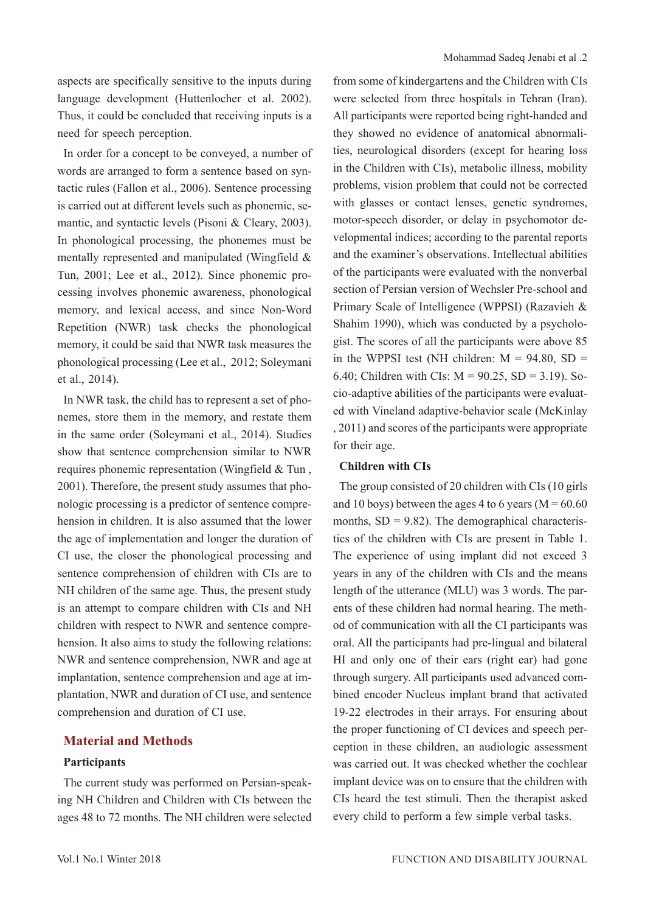aspects are specifically sensitive to the inputs during language development (Huttenlocher et al. 2002). Thus, it could be concluded that receiving inputs is a need for speech perception.

In order for a concept to be conveyed, a number of words are arranged to form a sentence based on syntactic rules (Fallon et al., 2006). Sentence processing is carried out at different levels such as phonemic, semantic, and syntactic levels (Pisoni & Cleary, 2003). In phonological processing, the phonemes must be mentally represented and manipulated (Wingfield & Tun, 2001; Lee et al., 2012). Since phonemic processing involves phonemic awareness, phonological memory, and lexical access, and since Non-Word Repetition (NWR) task checks the phonological memory, it could be said that NWR task measures the phonological processing (Lee et al., 2012; Soleymani et al., 2014).

In NWR task, the child has to represent a set of phonemes, store them in the memory, and restate them in the same order (Soleymani et al., 2014). Studies show that sentence comprehension similar to NWR requires phonemic representation (Wingfield & Tun , 2001). Therefore, the present study assumes that phonologic processing is a predictor of sentence comprehension in children. It is also assumed that the lower the age of implementation and longer the duration of CI use, the closer the phonological processing and sentence comprehension of children with CIs are to NH children of the same age. Thus, the present study is an attempt to compare children with CIs and NH children with respect to NWR and sentence comprehension. It also aims to study the following relations: NWR and sentence comprehension, NWR and age at implantation, sentence comprehension and age at implantation, NWR and duration of CI use, and sentence comprehension and duration of CI use.

## Material and Methods

### Participants

The current study was performed on Persian-speaking NH Children and Children with CIs between the ages 48 to 72 months. The NH children were selected from some of kindergartens and the Children with CIs were selected from three hospitals in Tehran (Iran). All participants were reported being right-handed and they showed no evidence of anatomical abnormalities, neurological disorders (except for hearing loss in the Children with CIs), metabolic illness, mobility problems, vision problem that could not be corrected with glasses or contact lenses, genetic syndromes, motor-speech disorder, or delay in psychomotor developmental indices; according to the parental reports and the examiner's observations. Intellectual abilities of the participants were evaluated with the nonverbal section of Persian version of Wechsler Pre-school and Primary Scale of Intelligence (WPPSI) (Razavieh & Shahim 1990), which was conducted by a psychologist. The scores of all the participants were above 85 in the WPPSI test (NH children: M = 94.80, SD = 6.40; Children with CIs: M = 90.25, SD = 3.19). Socio-adaptive abilities of the participants were evaluated with Vineland adaptive-behavior scale (McKinlay , 2011) and scores of the participants were appropriate for their age.

### Children with CIs

The group consisted of 20 children with CIs (10 girls and 10 boys) between the ages 4 to 6 years (M = 60.60 months, SD = 9.82). The demographical characteristics of the children with CIs are present in Table 1. The experience of using implant did not exceed 3 years in any of the children with CIs and the means length of the utterance (MLU) was 3 words. The parents of these children had normal hearing. The method of communication with all the CI participants was oral. All the participants had pre-lingual and bilateral HI and only one of their ears (right ear) had gone through surgery. All participants used advanced combined encoder Nucleus implant brand that activated 19-22 electrodes in their arrays. For ensuring about the proper functioning of CI devices and speech perception in these children, an audiologic assessment was carried out. It was checked whether the cochlear implant device was on to ensure that the children with CIs heard the test stimuli. Then the therapist asked every child to perform a few simple verbal tasks.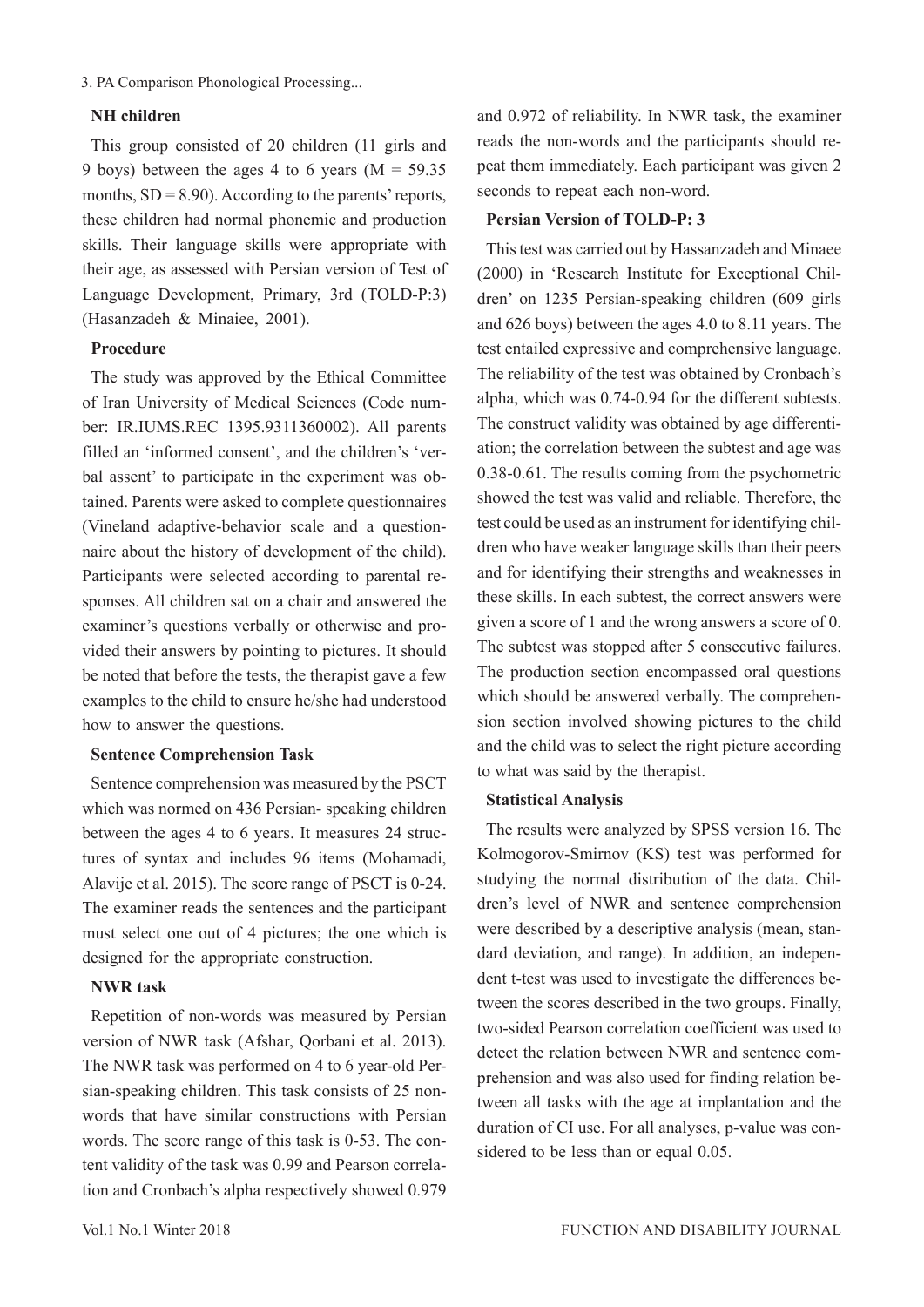**NH children**

This group consisted of 20 children (11 girls and 9 boys) between the ages 4 to 6 years (M = 59.35 months, SD = 8.90). According to the parents' reports, these children had normal phonemic and production skills. Their language skills were appropriate with their age, as assessed with Persian version of Test of Language Development, Primary, 3rd (TOLD-P:3) (Hasanzadeh & Minaiee, 2001).

**Procedure**

The study was approved by the Ethical Committee of Iran University of Medical Sciences (Code number: IR.IUMS.REC 1395.9311360002). All parents filled an 'informed consent', and the children's 'verbal assent' to participate in the experiment was obtained. Parents were asked to complete questionnaires (Vineland adaptive-behavior scale and a questionnaire about the history of development of the child). Participants were selected according to parental responses. All children sat on a chair and answered the examiner's questions verbally or otherwise and provided their answers by pointing to pictures. It should be noted that before the tests, the therapist gave a few examples to the child to ensure he/she had understood how to answer the questions.

**Sentence Comprehension Task**

Sentence comprehension was measured by the PSCT which was normed on 436 Persian- speaking children between the ages 4 to 6 years. It measures 24 structures of syntax and includes 96 items (Mohamadi, Alavije et al. 2015). The score range of PSCT is 0-24. The examiner reads the sentences and the participant must select one out of 4 pictures; the one which is designed for the appropriate construction.

**NWR task**

Repetition of non-words was measured by Persian version of NWR task (Afshar, Qorbani et al. 2013). The NWR task was performed on 4 to 6 year-old Persian-speaking children. This task consists of 25 non-words that have similar constructions with Persian words. The score range of this task is 0-53. The content validity of the task was 0.99 and Pearson correlation and Cronbach's alpha respectively showed 0.979 and 0.972 of reliability. In NWR task, the examiner reads the non-words and the participants should repeat them immediately. Each participant was given 2 seconds to repeat each non-word.

**Persian Version of TOLD-P: 3**

This test was carried out by Hassanzadeh and Minaee (2000) in 'Research Institute for Exceptional Children' on 1235 Persian-speaking children (609 girls and 626 boys) between the ages 4.0 to 8.11 years. The test entailed expressive and comprehensive language. The reliability of the test was obtained by Cronbach's alpha, which was 0.74-0.94 for the different subtests. The construct validity was obtained by age differentiation; the correlation between the subtest and age was 0.38-0.61. The results coming from the psychometric showed the test was valid and reliable. Therefore, the test could be used as an instrument for identifying children who have weaker language skills than their peers and for identifying their strengths and weaknesses in these skills. In each subtest, the correct answers were given a score of 1 and the wrong answers a score of 0. The subtest was stopped after 5 consecutive failures. The production section encompassed oral questions which should be answered verbally. The comprehension section involved showing pictures to the child and the child was to select the right picture according to what was said by the therapist.

**Statistical Analysis**

The results were analyzed by SPSS version 16. The Kolmogorov-Smirnov (KS) test was performed for studying the normal distribution of the data. Children's level of NWR and sentence comprehension were described by a descriptive analysis (mean, standard deviation, and range). In addition, an independent t-test was used to investigate the differences between the scores described in the two groups. Finally, two-sided Pearson correlation coefficient was used to detect the relation between NWR and sentence comprehension and was also used for finding relation between all tasks with the age at implantation and the duration of CI use. For all analyses, p-value was considered to be less than or equal 0.05.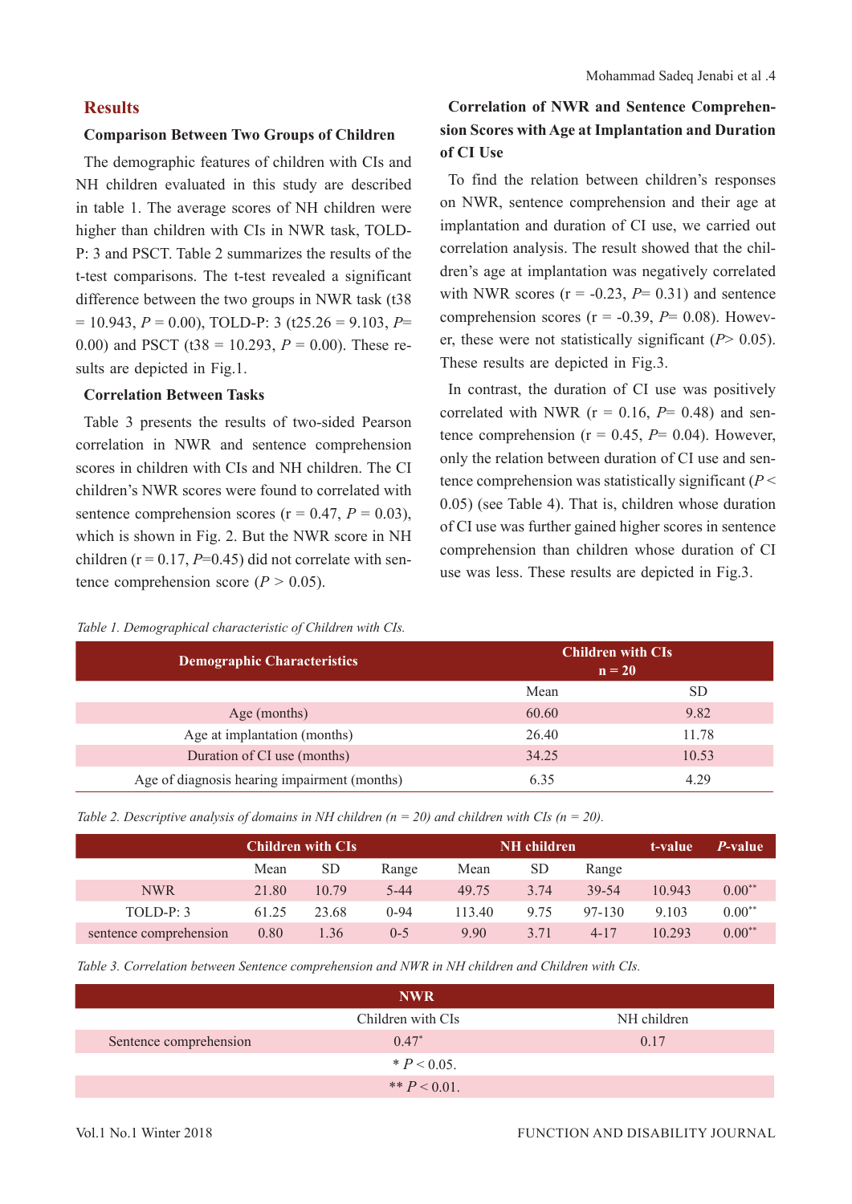## Results

### Comparison Between Two Groups of Children

The demographic features of children with CIs and NH children evaluated in this study are described in table 1. The average scores of NH children were higher than children with CIs in NWR task, TOLD-P: 3 and PSCT. Table 2 summarizes the results of the t-test comparisons. The t-test revealed a significant difference between the two groups in NWR task ($t38 = 10.943$, $P = 0.00$), TOLD-P: 3 ($t25.26 = 9.103$, $P= 0.00$) and PSCT ($t38 = 10.293$, $P = 0.00$). These results are depicted in Fig.1.

### Correlation Between Tasks

Table 3 presents the results of two-sided Pearson correlation in NWR and sentence comprehension scores in children with CIs and NH children. The CI children's NWR scores were found to correlated with sentence comprehension scores ($r = 0.47$, $P = 0.03$), which is shown in Fig. 2. But the NWR score in NH children ($r = 0.17$, $P=0.45$) did not correlate with sentence comprehension score ($P > 0.05$).

### Correlation of NWR and Sentence Comprehension Scores with Age at Implantation and Duration of CI Use

To find the relation between children's responses on NWR, sentence comprehension and their age at implantation and duration of CI use, we carried out correlation analysis. The result showed that the children's age at implantation was negatively correlated with NWR scores ($r = -0.23$, $P= 0.31$) and sentence comprehension scores ($r = -0.39$, $P= 0.08$). However, these were not statistically significant ($P> 0.05$). These results are depicted in Fig.3.

In contrast, the duration of CI use was positively correlated with NWR ($r = 0.16$, $P= 0.48$) and sentence comprehension ($r = 0.45$, $P= 0.04$). However, only the relation between duration of CI use and sentence comprehension was statistically significant ($P < 0.05$) (see Table 4). That is, children whose duration of CI use was further gained higher scores in sentence comprehension than children whose duration of CI use was less. These results are depicted in Fig.3.

*Table 1. Demographical characteristic of Children with CIs.*

| Demographic Characteristics | Children with CIs n = 20 | |
|---|---|---|
| | Mean | SD |
| Age (months) | 60.60 | 9.82 |
| Age at implantation (months) | 26.40 | 11.78 |
| Duration of CI use (months) | 34.25 | 10.53 |
| Age of diagnosis hearing impairment (months) | 6.35 | 4.29 |

*Table 2. Descriptive analysis of domains in NH children (n = 20) and children with CIs (n = 20).*

| | Children with CIs | | | NH children | | | t-value | *P*-value |
|---|---|---|---|---|---|---|---|---|
| | Mean | SD | Range | Mean | SD | Range | | |
| NWR | 21.80 | 10.79 | 5-44 | 49.75 | 3.74 | 39-54 | 10.943 | 0.00** |
| TOLD-P: 3 | 61.25 | 23.68 | 0-94 | 113.40 | 9.75 | 97-130 | 9.103 | 0.00** |
| sentence comprehension | 0.80 | 1.36 | 0-5 | 9.90 | 3.71 | 4-17 | 10.293 | 0.00** |

*Table 3. Correlation between Sentence comprehension and NWR in NH children and Children with CIs.*

| | NWR | |
|---|---|---|
| | Children with CIs | NH children |
| Sentence comprehension | 0.47* | 0.17 |

\* $P < 0.05$.

\*\* $P < 0.01$.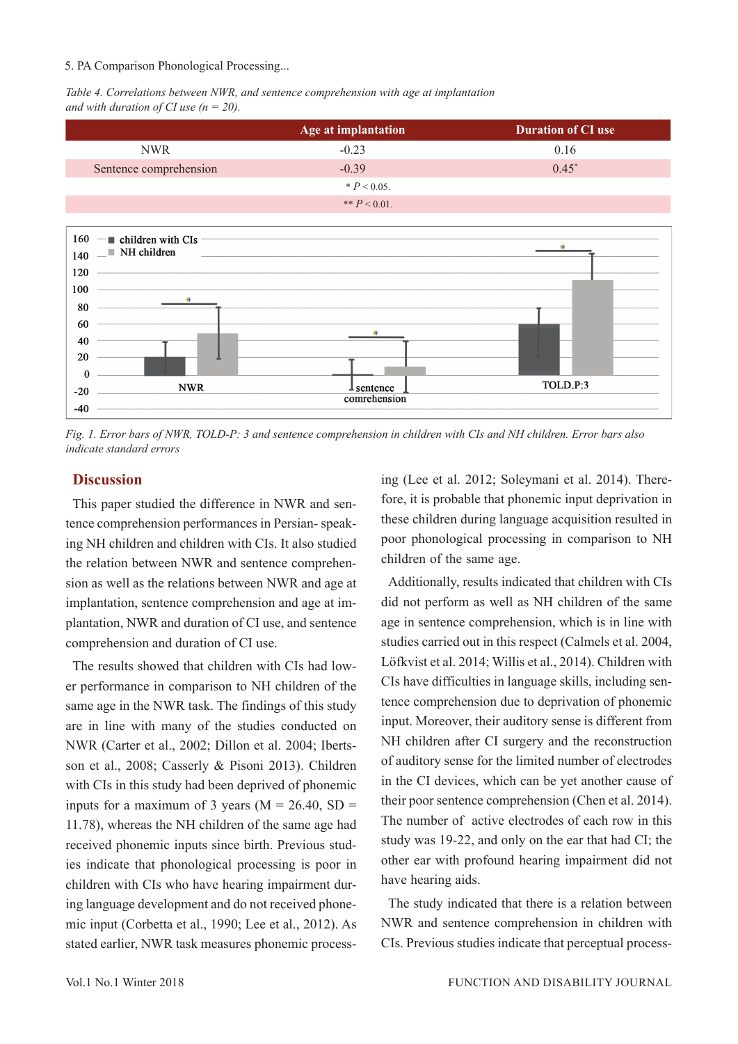*Table 4. Correlations between NWR, and sentence comprehension with age at implantation and with duration of CI use (n = 20).*

| | Age at implantation | Duration of CI use |
|---|---|---|
| NWR | -0.23 | 0.16 |
| Sentence comprehension | -0.39 | 0.45* |

\* $P < 0.05$.

\*\* $P < 0.01$.

*Fig. 1. Error bars of NWR, TOLD-P: 3 and sentence comprehension in children with CIs and NH children. Error bars also indicate standard errors*

## Discussion

This paper studied the difference in NWR and sentence comprehension performances in Persian- speaking NH children and children with CIs. It also studied the relation between NWR and sentence comprehension as well as the relations between NWR and age at implantation, sentence comprehension and age at implantation, NWR and duration of CI use, and sentence comprehension and duration of CI use.

The results showed that children with CIs had lower performance in comparison to NH children of the same age in the NWR task. The findings of this study are in line with many of the studies conducted on NWR (Carter et al., 2002; Dillon et al. 2004; Ibertsson et al., 2008; Casserly & Pisoni 2013). Children with CIs in this study had been deprived of phonemic inputs for a maximum of 3 years (M = 26.40, SD = 11.78), whereas the NH children of the same age had received phonemic inputs since birth. Previous studies indicate that phonological processing is poor in children with CIs who have hearing impairment during language development and do not received phonemic input (Corbetta et al., 1990; Lee et al., 2012). As stated earlier, NWR task measures phonemic processing (Lee et al. 2012; Soleymani et al. 2014). Therefore, it is probable that phonemic input deprivation in these children during language acquisition resulted in poor phonological processing in comparison to NH children of the same age.

Additionally, results indicated that children with CIs did not perform as well as NH children of the same age in sentence comprehension, which is in line with studies carried out in this respect (Calmels et al. 2004, Löfkvist et al. 2014; Willis et al., 2014). Children with CIs have difficulties in language skills, including sentence comprehension due to deprivation of phonemic input. Moreover, their auditory sense is different from NH children after CI surgery and the reconstruction of auditory sense for the limited number of electrodes in the CI devices, which can be yet another cause of their poor sentence comprehension (Chen et al. 2014). The number of active electrodes of each row in this study was 19-22, and only on the ear that had CI; the other ear with profound hearing impairment did not have hearing aids.

The study indicated that there is a relation between NWR and sentence comprehension in children with CIs. Previous studies indicate that perceptual process-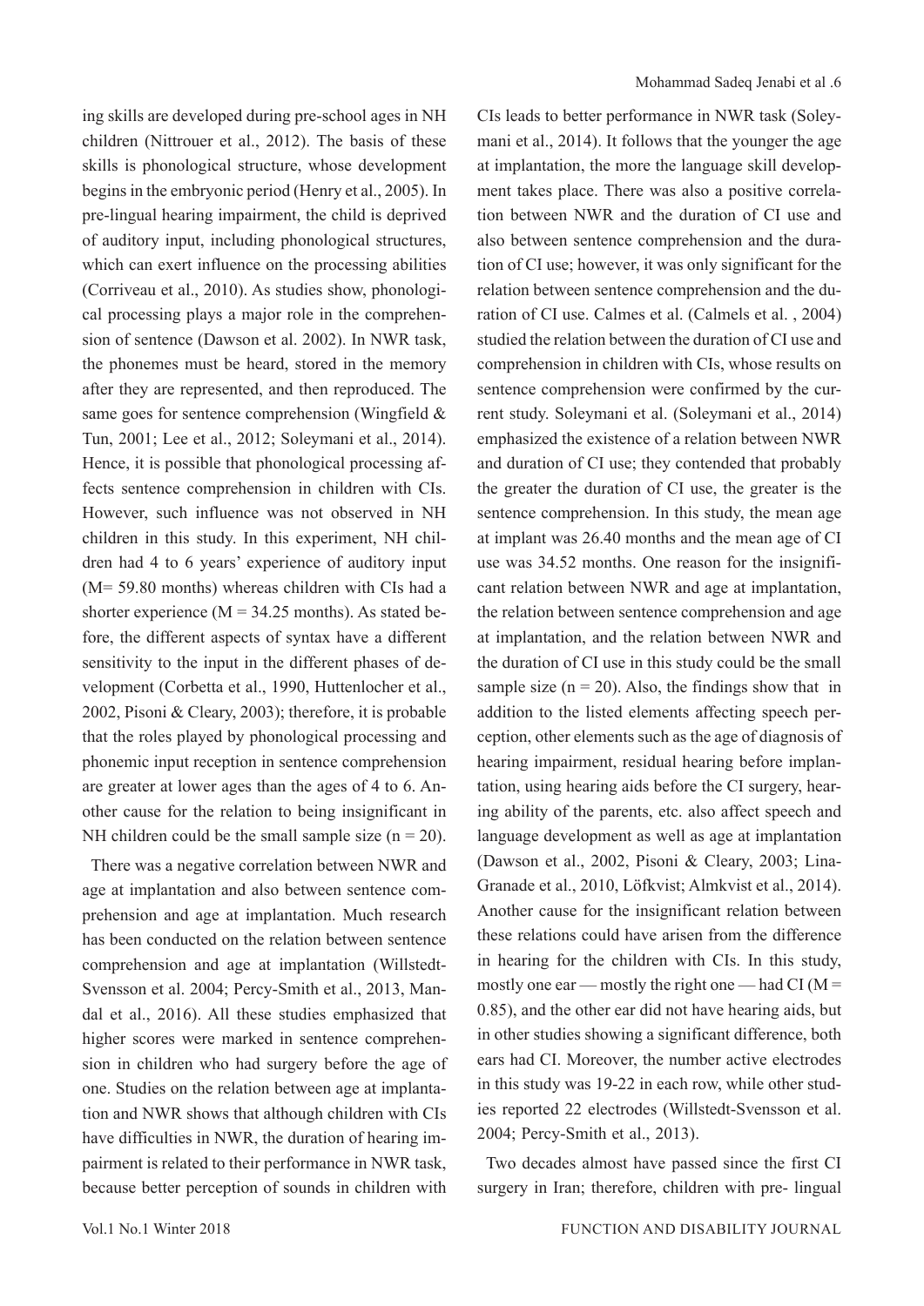ing skills are developed during pre-school ages in NH children (Nittrouer et al., 2012). The basis of these skills is phonological structure, whose development begins in the embryonic period (Henry et al., 2005). In pre-lingual hearing impairment, the child is deprived of auditory input, including phonological structures, which can exert influence on the processing abilities (Corriveau et al., 2010). As studies show, phonological processing plays a major role in the comprehension of sentence (Dawson et al. 2002). In NWR task, the phonemes must be heard, stored in the memory after they are represented, and then reproduced. The same goes for sentence comprehension (Wingfield & Tun, 2001; Lee et al., 2012; Soleymani et al., 2014). Hence, it is possible that phonological processing affects sentence comprehension in children with CIs. However, such influence was not observed in NH children in this study. In this experiment, NH children had 4 to 6 years' experience of auditory input (M= 59.80 months) whereas children with CIs had a shorter experience (M = 34.25 months). As stated before, the different aspects of syntax have a different sensitivity to the input in the different phases of development (Corbetta et al., 1990, Huttenlocher et al., 2002, Pisoni & Cleary, 2003); therefore, it is probable that the roles played by phonological processing and phonemic input reception in sentence comprehension are greater at lower ages than the ages of 4 to 6. Another cause for the relation to being insignificant in NH children could be the small sample size (n = 20).

There was a negative correlation between NWR and age at implantation and also between sentence comprehension and age at implantation. Much research has been conducted on the relation between sentence comprehension and age at implantation (Willstedt-Svensson et al. 2004; Percy-Smith et al., 2013, Mandal et al., 2016). All these studies emphasized that higher scores were marked in sentence comprehension in children who had surgery before the age of one. Studies on the relation between age at implantation and NWR shows that although children with CIs have difficulties in NWR, the duration of hearing impairment is related to their performance in NWR task, because better perception of sounds in children with CIs leads to better performance in NWR task (Soleymani et al., 2014). It follows that the younger the age at implantation, the more the language skill development takes place. There was also a positive correlation between NWR and the duration of CI use and also between sentence comprehension and the duration of CI use; however, it was only significant for the relation between sentence comprehension and the duration of CI use. Calmes et al. (Calmels et al. , 2004) studied the relation between the duration of CI use and comprehension in children with CIs, whose results on sentence comprehension were confirmed by the current study. Soleymani et al. (Soleymani et al., 2014) emphasized the existence of a relation between NWR and duration of CI use; they contended that probably the greater the duration of CI use, the greater is the sentence comprehension. In this study, the mean age at implant was 26.40 months and the mean age of CI use was 34.52 months. One reason for the insignificant relation between NWR and age at implantation, the relation between sentence comprehension and age at implantation, and the relation between NWR and the duration of CI use in this study could be the small sample size (n = 20). Also, the findings show that in addition to the listed elements affecting speech perception, other elements such as the age of diagnosis of hearing impairment, residual hearing before implantation, using hearing aids before the CI surgery, hearing ability of the parents, etc. also affect speech and language development as well as age at implantation (Dawson et al., 2002, Pisoni & Cleary, 2003; Lina-Granade et al., 2010, Löfkvist; Almkvist et al., 2014). Another cause for the insignificant relation between these relations could have arisen from the difference in hearing for the children with CIs. In this study, mostly one ear — mostly the right one — had CI (M = 0.85), and the other ear did not have hearing aids, but in other studies showing a significant difference, both ears had CI. Moreover, the number active electrodes in this study was 19-22 in each row, while other studies reported 22 electrodes (Willstedt-Svensson et al. 2004; Percy-Smith et al., 2013).

Two decades almost have passed since the first CI surgery in Iran; therefore, children with pre- lingual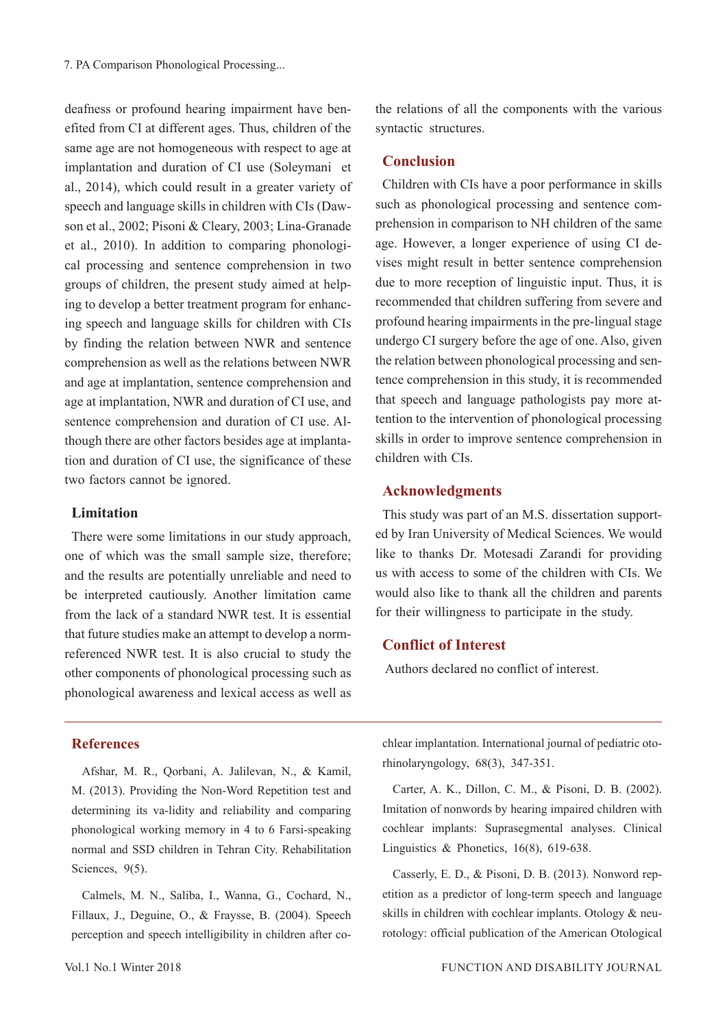deafness or profound hearing impairment have benefited from CI at different ages. Thus, children of the same age are not homogeneous with respect to age at implantation and duration of CI use (Soleymani et al., 2014), which could result in a greater variety of speech and language skills in children with CIs (Dawson et al., 2002; Pisoni & Cleary, 2003; Lina-Granade et al., 2010). In addition to comparing phonological processing and sentence comprehension in two groups of children, the present study aimed at helping to develop a better treatment program for enhancing speech and language skills for children with CIs by finding the relation between NWR and sentence comprehension as well as the relations between NWR and age at implantation, sentence comprehension and age at implantation, NWR and duration of CI use, and sentence comprehension and duration of CI use. Although there are other factors besides age at implantation and duration of CI use, the significance of these two factors cannot be ignored.

### Limitation

There were some limitations in our study approach, one of which was the small sample size, therefore; and the results are potentially unreliable and need to be interpreted cautiously. Another limitation came from the lack of a standard NWR test. It is essential that future studies make an attempt to develop a norm-referenced NWR test. It is also crucial to study the other components of phonological processing such as phonological awareness and lexical access as well as the relations of all the components with the various syntactic structures.

## Conclusion

Children with CIs have a poor performance in skills such as phonological processing and sentence comprehension in comparison to NH children of the same age. However, a longer experience of using CI devises might result in better sentence comprehension due to more reception of linguistic input. Thus, it is recommended that children suffering from severe and profound hearing impairments in the pre-lingual stage undergo CI surgery before the age of one. Also, given the relation between phonological processing and sentence comprehension in this study, it is recommended that speech and language pathologists pay more attention to the intervention of phonological processing skills in order to improve sentence comprehension in children with CIs.

## Acknowledgments

This study was part of an M.S. dissertation supported by Iran University of Medical Sciences. We would like to thanks Dr. Motesadi Zarandi for providing us with access to some of the children with CIs. We would also like to thank all the children and parents for their willingness to participate in the study.

## Conflict of Interest

Authors declared no conflict of interest.

## References

Afshar, M. R., Qorbani, A. Jalilevan, N., & Kamil, M. (2013). Providing the Non-Word Repetition test and determining its va-lidity and reliability and comparing phonological working memory in 4 to 6 Farsi-speaking normal and SSD children in Tehran City. Rehabilitation Sciences, 9(5).

Calmels, M. N., Saliba, I., Wanna, G., Cochard, N., Fillaux, J., Deguine, O., & Fraysse, B. (2004). Speech perception and speech intelligibility in children after cochlear implantation. International journal of pediatric otorhinolaryngology, 68(3), 347-351.

Carter, A. K., Dillon, C. M., & Pisoni, D. B. (2002). Imitation of nonwords by hearing impaired children with cochlear implants: Suprasegmental analyses. Clinical Linguistics & Phonetics, 16(8), 619-638.

Casserly, E. D., & Pisoni, D. B. (2013). Nonword repetition as a predictor of long-term speech and language skills in children with cochlear implants. Otology & neurotology: official publication of the American Otological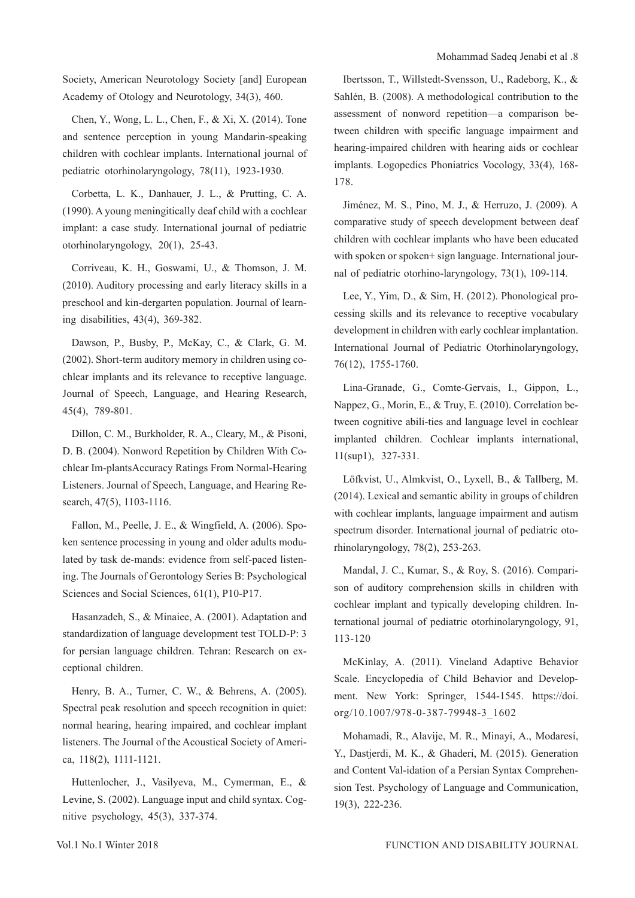Society, American Neurotology Society [and] European Academy of Otology and Neurotology, 34(3), 460.

Chen, Y., Wong, L. L., Chen, F., & Xi, X. (2014). Tone and sentence perception in young Mandarin-speaking children with cochlear implants. International journal of pediatric otorhinolaryngology, 78(11), 1923-1930.

Corbetta, L. K., Danhauer, J. L., & Prutting, C. A. (1990). A young meningitically deaf child with a cochlear implant: a case study. International journal of pediatric otorhinolaryngology, 20(1), 25-43.

Corriveau, K. H., Goswami, U., & Thomson, J. M. (2010). Auditory processing and early literacy skills in a preschool and kin-dergarten population. Journal of learning disabilities, 43(4), 369-382.

Dawson, P., Busby, P., McKay, C., & Clark, G. M. (2002). Short-term auditory memory in children using cochlear implants and its relevance to receptive language. Journal of Speech, Language, and Hearing Research, 45(4), 789-801.

Dillon, C. M., Burkholder, R. A., Cleary, M., & Pisoni, D. B. (2004). Nonword Repetition by Children With Cochlear Im-plantsAccuracy Ratings From Normal-Hearing Listeners. Journal of Speech, Language, and Hearing Research, 47(5), 1103-1116.

Fallon, M., Peelle, J. E., & Wingfield, A. (2006). Spoken sentence processing in young and older adults modulated by task de-mands: evidence from self-paced listening. The Journals of Gerontology Series B: Psychological Sciences and Social Sciences, 61(1), P10-P17.

Hasanzadeh, S., & Minaiee, A. (2001). Adaptation and standardization of language development test TOLD-P: 3 for persian language children. Tehran: Research on exceptional children.

Henry, B. A., Turner, C. W., & Behrens, A. (2005). Spectral peak resolution and speech recognition in quiet: normal hearing, hearing impaired, and cochlear implant listeners. The Journal of the Acoustical Society of America, 118(2), 1111-1121.

Huttenlocher, J., Vasilyeva, M., Cymerman, E., & Levine, S. (2002). Language input and child syntax. Cognitive psychology, 45(3), 337-374.

Ibertsson, T., Willstedt-Svensson, U., Radeborg, K., & Sahlén, B. (2008). A methodological contribution to the assessment of nonword repetition—a comparison between children with specific language impairment and hearing-impaired children with hearing aids or cochlear implants. Logopedics Phoniatrics Vocology, 33(4), 168-178.

Jiménez, M. S., Pino, M. J., & Herruzo, J. (2009). A comparative study of speech development between deaf children with cochlear implants who have been educated with spoken or spoken+ sign language. International journal of pediatric otorhino-laryngology, 73(1), 109-114.

Lee, Y., Yim, D., & Sim, H. (2012). Phonological processing skills and its relevance to receptive vocabulary development in children with early cochlear implantation. International Journal of Pediatric Otorhinolaryngology, 76(12), 1755-1760.

Lina-Granade, G., Comte-Gervais, I., Gippon, L., Nappez, G., Morin, E., & Truy, E. (2010). Correlation between cognitive abili-ties and language level in cochlear implanted children. Cochlear implants international, 11(sup1), 327-331.

Löfkvist, U., Almkvist, O., Lyxell, B., & Tallberg, M. (2014). Lexical and semantic ability in groups of children with cochlear implants, language impairment and autism spectrum disorder. International journal of pediatric otorhinolaryngology, 78(2), 253-263.

Mandal, J. C., Kumar, S., & Roy, S. (2016). Comparison of auditory comprehension skills in children with cochlear implant and typically developing children. International journal of pediatric otorhinolaryngology, 91, 113-120

McKinlay, A. (2011). Vineland Adaptive Behavior Scale. Encyclopedia of Child Behavior and Development. New York: Springer, 1544-1545. https://doi.org/10.1007/978-0-387-79948-3_1602

Mohamadi, R., Alavije, M. R., Minayi, A., Modaresi, Y., Dastjerdi, M. K., & Ghaderi, M. (2015). Generation and Content Val-idation of a Persian Syntax Comprehension Test. Psychology of Language and Communication, 19(3), 222-236.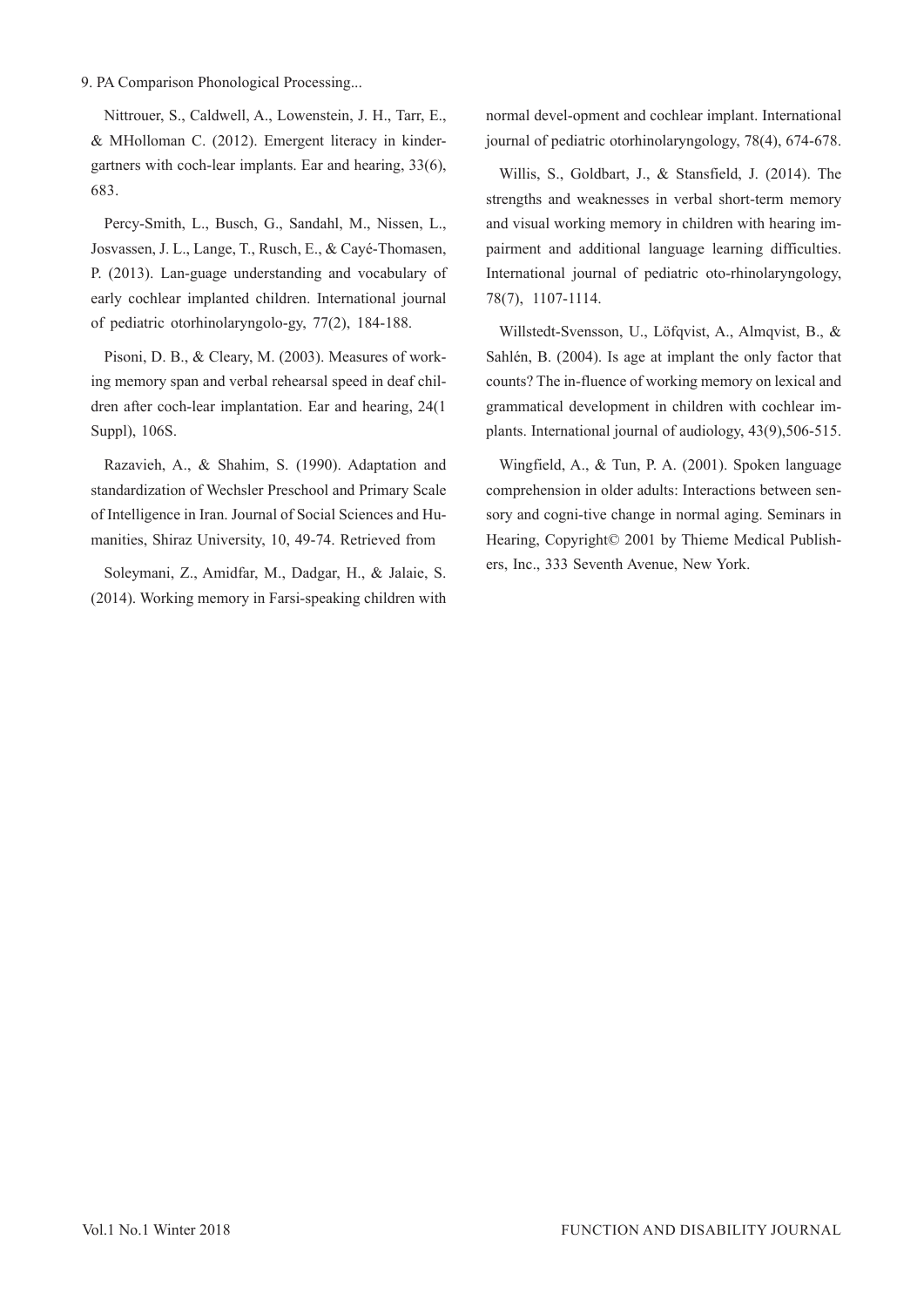Nittrouer, S., Caldwell, A., Lowenstein, J. H., Tarr, E., & MHolloman C. (2012). Emergent literacy in kindergartners with coch-lear implants. Ear and hearing, 33(6), 683.

Percy-Smith, L., Busch, G., Sandahl, M., Nissen, L., Josvassen, J. L., Lange, T., Rusch, E., & Cayé-Thomasen, P. (2013). Lan-guage understanding and vocabulary of early cochlear implanted children. International journal of pediatric otorhinolaryngolo-gy, 77(2), 184-188.

Pisoni, D. B., & Cleary, M. (2003). Measures of working memory span and verbal rehearsal speed in deaf children after coch-lear implantation. Ear and hearing, 24(1 Suppl), 106S.

Razavieh, A., & Shahim, S. (1990). Adaptation and standardization of Wechsler Preschool and Primary Scale of Intelligence in Iran. Journal of Social Sciences and Humanities, Shiraz University, 10, 49-74. Retrieved from

Soleymani, Z., Amidfar, M., Dadgar, H., & Jalaie, S. (2014). Working memory in Farsi-speaking children with normal devel-opment and cochlear implant. International journal of pediatric otorhinolaryngology, 78(4), 674-678.

Willis, S., Goldbart, J., & Stansfield, J. (2014). The strengths and weaknesses in verbal short-term memory and visual working memory in children with hearing impairment and additional language learning difficulties. International journal of pediatric oto-rhinolaryngology, 78(7), 1107-1114.

Willstedt-Svensson, U., Löfqvist, A., Almqvist, B., & Sahlén, B. (2004). Is age at implant the only factor that counts? The in-fluence of working memory on lexical and grammatical development in children with cochlear implants. International journal of audiology, 43(9),506-515.

Wingfield, A., & Tun, P. A. (2001). Spoken language comprehension in older adults: Interactions between sensory and cogni-tive change in normal aging. Seminars in Hearing, Copyright© 2001 by Thieme Medical Publishers, Inc., 333 Seventh Avenue, New York.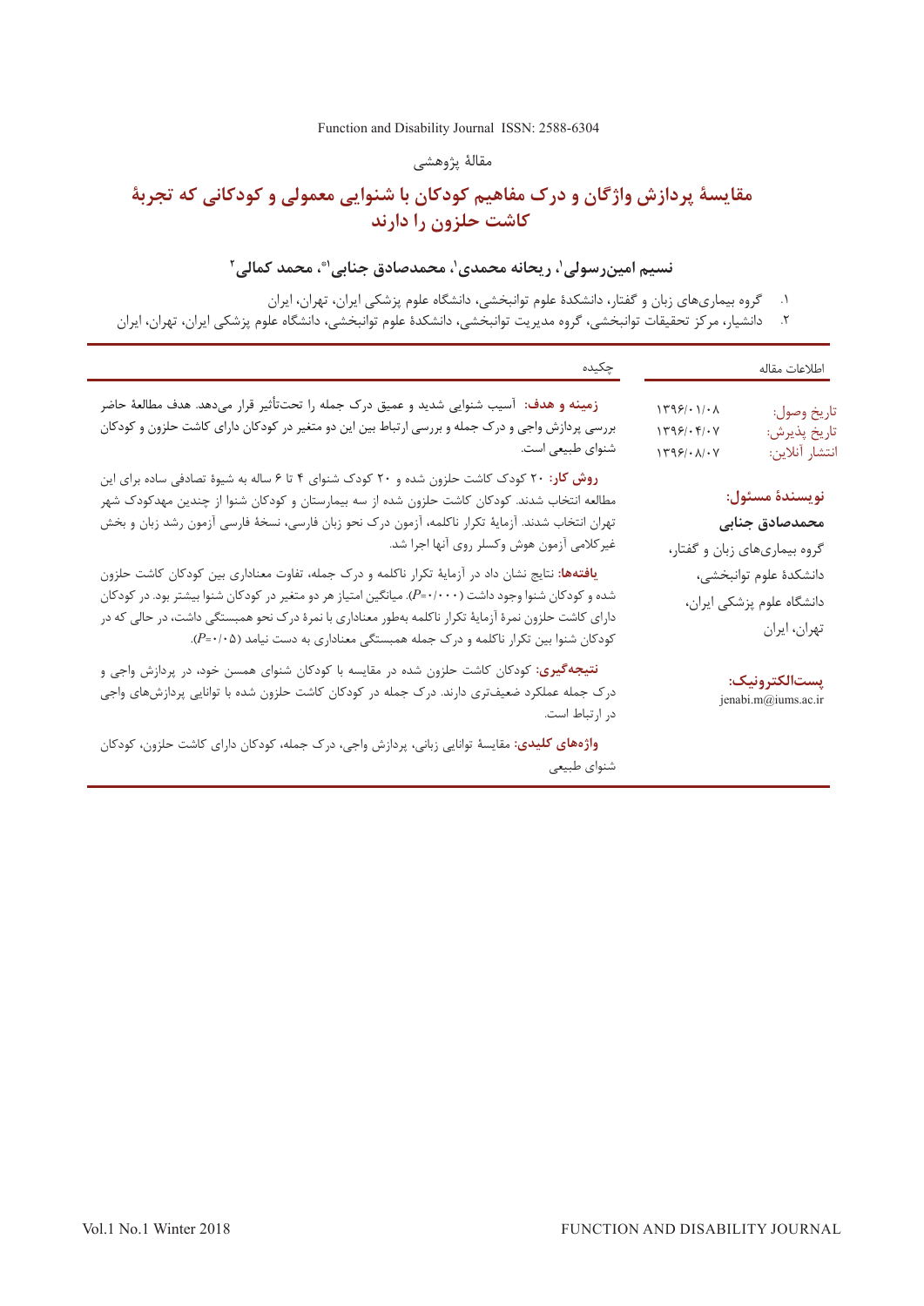مقالهٔ پژوهشی

# مقایسهٔ پردازش واژگان و درک مفاهیم کودکان با شنوایی معمولی و کودکانی که تجربهٔ کاشت حلزون را دارند

**نسیم امین‌رسولی[1]، ریحانه محمدی[1]، محمدصادق جنابی[1]*، محمد کمالی[2]**

۱. گروه بیماری‌های زبان و گفتار، دانشکدهٔ علوم توانبخشی، دانشگاه علوم پزشکی ایران، تهران، ایران
۲. دانشیار، مرکز تحقیقات توانبخشی، گروه مدیریت توانبخشی، دانشکدهٔ علوم توانبخشی، دانشگاه علوم پزشکی ایران، تهران، ایران

**اطلاعات مقاله**

تاریخ وصول: ۱۳۹۶/۰۱/۰۸
تاریخ پذیرش: ۱۳۹۶/۰۴/۰۷
انتشار آنلاین: ۱۳۹۶/۰۸/۰۷

**نویسندهٔ مسئول:**
**محمدصادق جنابی**
گروه بیماری‌های زبان و گفتار، دانشکدهٔ علوم توانبخشی، دانشگاه علوم پزشکی ایران، تهران، ایران

**پست‌الکترونیک:**
jenabi.m@iums.ac.ir

**چکیده**

**زمینه و هدف:** آسیب شنوایی شدید و عمیق درک جمله را تحت‌تأثیر قرار می‌دهد. هدف مطالعهٔ حاضر بررسی پردازش واجی و درک جمله و بررسی ارتباط بین این دو متغیر در کودکان دارای کاشت حلزون و کودکان شنوای طبیعی است.

**روش کار:** ۲۰ کودک کاشت حلزون شده و ۲۰ کودک شنوای ۴ تا ۶ ساله به شیوهٔ تصادفی ساده برای این مطالعه انتخاب شدند. کودکان کاشت حلزون شده از سه بیمارستان و کودکان شنوا از چندین مهدکودک شهر تهران انتخاب شدند. آزمایهٔ تکرار ناکلمه، آزمون درک نحو زبان فارسی، نسخهٔ فارسی آزمون رشد زبان و بخش غیرکلامی آزمون هوش وکسلر روی آنها اجرا شد.

**یافته‌ها:** نتایج نشان داد در آزمایهٔ تکرار ناکلمه و درک جمله، تفاوت معناداری بین کودکان کاشت حلزون شده و کودکان شنوا وجود داشت ($P=0/000$). میانگین امتیاز هر دو متغیر در کودکان شنوا بیشتر بود. در کودکان دارای کاشت حلزون نمرهٔ آزمایهٔ تکرار ناکلمه به‌طور معناداری با نمرهٔ درک نحو همبستگی داشت، در حالی که در کودکان شنوا بین تکرار ناکلمه و درک جمله همبستگی معناداری به دست نیامد ($P=0/05$).

**نتیجه‌گیری:** کودکان کاشت حلزون شده در مقایسه با کودکان شنوای همسن خود، در پردازش واجی و درک جمله عملکرد ضعیف‌تری دارند. درک جمله در کودکان کاشت حلزون شده با توانایی پردازش‌های واجی در ارتباط است.

**واژه‌های کلیدی:** مقایسهٔ توانایی زبانی، پردازش واجی، درک جمله، کودکان دارای کاشت حلزون، کودکان شنوای طبیعی